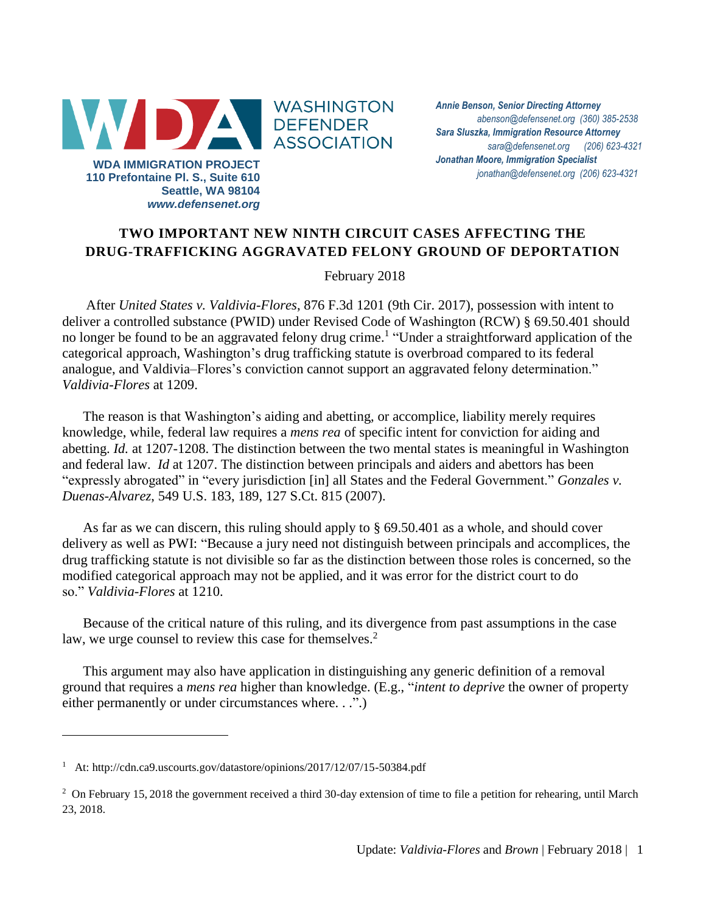**WASHINGTON DEFENDER ASSOCIATION**

**WDA IMMIGRATION PROJECT**
**110 Prefontaine Pl. S., Suite 610**
**Seattle, WA 98104**
***www.defensenet.org***

***Annie Benson, Senior Directing Attorney***
*abenson@defensenet.org (360) 385-2538*
***Sara Sluszka, Immigration Resource Attorney***
*sara@defensenet.org (206) 623-4321*
***Jonathan Moore, Immigration Specialist***
*jonathan@defensenet.org (206) 623-4321*

## TWO IMPORTANT NEW NINTH CIRCUIT CASES AFFECTING THE DRUG-TRAFFICKING AGGRAVATED FELONY GROUND OF DEPORTATION

February 2018

After *United States v. Valdivia-Flores*, 876 F.3d 1201 (9th Cir. 2017), possession with intent to deliver a controlled substance (PWID) under Revised Code of Washington (RCW) § 69.50.401 should no longer be found to be an aggravated felony drug crime.[1] "Under a straightforward application of the categorical approach, Washington's drug trafficking statute is overbroad compared to its federal analogue, and Valdivia–Flores's conviction cannot support an aggravated felony determination." *Valdivia-Flores* at 1209.

The reason is that Washington's aiding and abetting, or accomplice, liability merely requires knowledge, while, federal law requires a *mens rea* of specific intent for conviction for aiding and abetting. *Id.* at 1207-1208. The distinction between the two mental states is meaningful in Washington and federal law. *Id* at 1207. The distinction between principals and aiders and abettors has been "expressly abrogated" in "every jurisdiction [in] all States and the Federal Government." *Gonzales v. Duenas-Alvarez*, 549 U.S. 183, 189, 127 S.Ct. 815 (2007).

As far as we can discern, this ruling should apply to § 69.50.401 as a whole, and should cover delivery as well as PWI: "Because a jury need not distinguish between principals and accomplices, the drug trafficking statute is not divisible so far as the distinction between those roles is concerned, so the modified categorical approach may not be applied, and it was error for the district court to do so." *Valdivia-Flores* at 1210.

Because of the critical nature of this ruling, and its divergence from past assumptions in the case law, we urge counsel to review this case for themselves.[2]

This argument may also have application in distinguishing any generic definition of a removal ground that requires a *mens rea* higher than knowledge. (E.g., "*intent to deprive* the owner of property either permanently or under circumstances where. . .".)

---

[1] At: http://cdn.ca9.uscourts.gov/datastore/opinions/2017/12/07/15-50384.pdf

[2] On February 15, 2018 the government received a third 30-day extension of time to file a petition for rehearing, until March 23, 2018.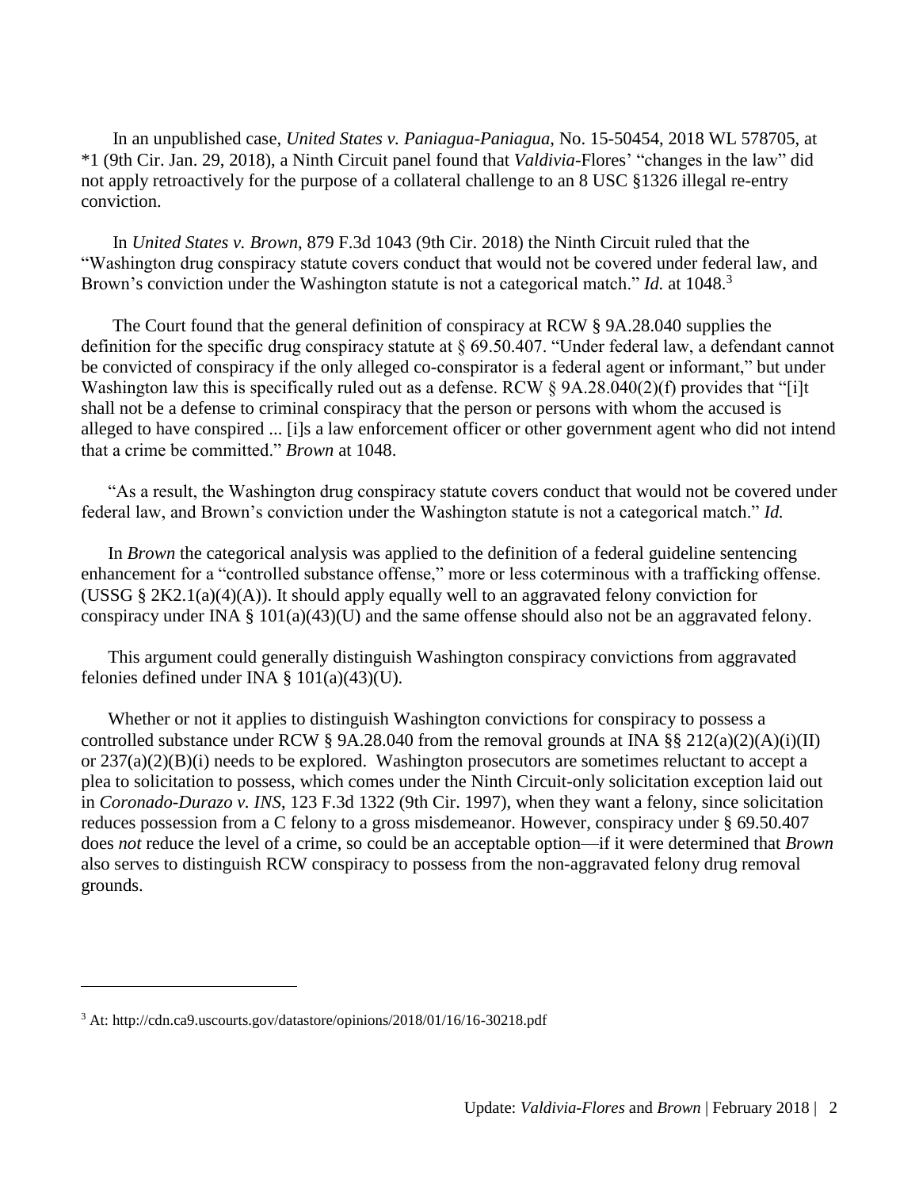In an unpublished case, *United States v. Paniagua-Paniagua*, No. 15-50454, 2018 WL 578705, at *1 (9th Cir. Jan. 29, 2018), a Ninth Circuit panel found that *Valdivia*-Flores' "changes in the law" did not apply retroactively for the purpose of a collateral challenge to an 8 USC §1326 illegal re-entry conviction.

In *United States v. Brown*, 879 F.3d 1043 (9th Cir. 2018) the Ninth Circuit ruled that the "Washington drug conspiracy statute covers conduct that would not be covered under federal law, and Brown's conviction under the Washington statute is not a categorical match." *Id.* at 1048.[3]

The Court found that the general definition of conspiracy at RCW § 9A.28.040 supplies the definition for the specific drug conspiracy statute at § 69.50.407. "Under federal law, a defendant cannot be convicted of conspiracy if the only alleged co-conspirator is a federal agent or informant," but under Washington law this is specifically ruled out as a defense. RCW § 9A.28.040(2)(f) provides that "[i]t shall not be a defense to criminal conspiracy that the person or persons with whom the accused is alleged to have conspired ... [i]s a law enforcement officer or other government agent who did not intend that a crime be committed." *Brown* at 1048.

"As a result, the Washington drug conspiracy statute covers conduct that would not be covered under federal law, and Brown's conviction under the Washington statute is not a categorical match." *Id.*

In *Brown* the categorical analysis was applied to the definition of a federal guideline sentencing enhancement for a "controlled substance offense," more or less coterminous with a trafficking offense. (USSG § 2K2.1(a)(4)(A)). It should apply equally well to an aggravated felony conviction for conspiracy under INA § 101(a)(43)(U) and the same offense should also not be an aggravated felony.

This argument could generally distinguish Washington conspiracy convictions from aggravated felonies defined under INA § 101(a)(43)(U).

Whether or not it applies to distinguish Washington convictions for conspiracy to possess a controlled substance under RCW § 9A.28.040 from the removal grounds at INA §§ 212(a)(2)(A)(i)(II) or 237(a)(2)(B)(i) needs to be explored. Washington prosecutors are sometimes reluctant to accept a plea to solicitation to possess, which comes under the Ninth Circuit-only solicitation exception laid out in *Coronado-Durazo v. INS*, 123 F.3d 1322 (9th Cir. 1997), when they want a felony, since solicitation reduces possession from a C felony to a gross misdemeanor. However, conspiracy under § 69.50.407 does *not* reduce the level of a crime, so could be an acceptable option—if it were determined that *Brown* also serves to distinguish RCW conspiracy to possess from the non-aggravated felony drug removal grounds.

---

[3] At: http://cdn.ca9.uscourts.gov/datastore/opinions/2018/01/16/16-30218.pdf